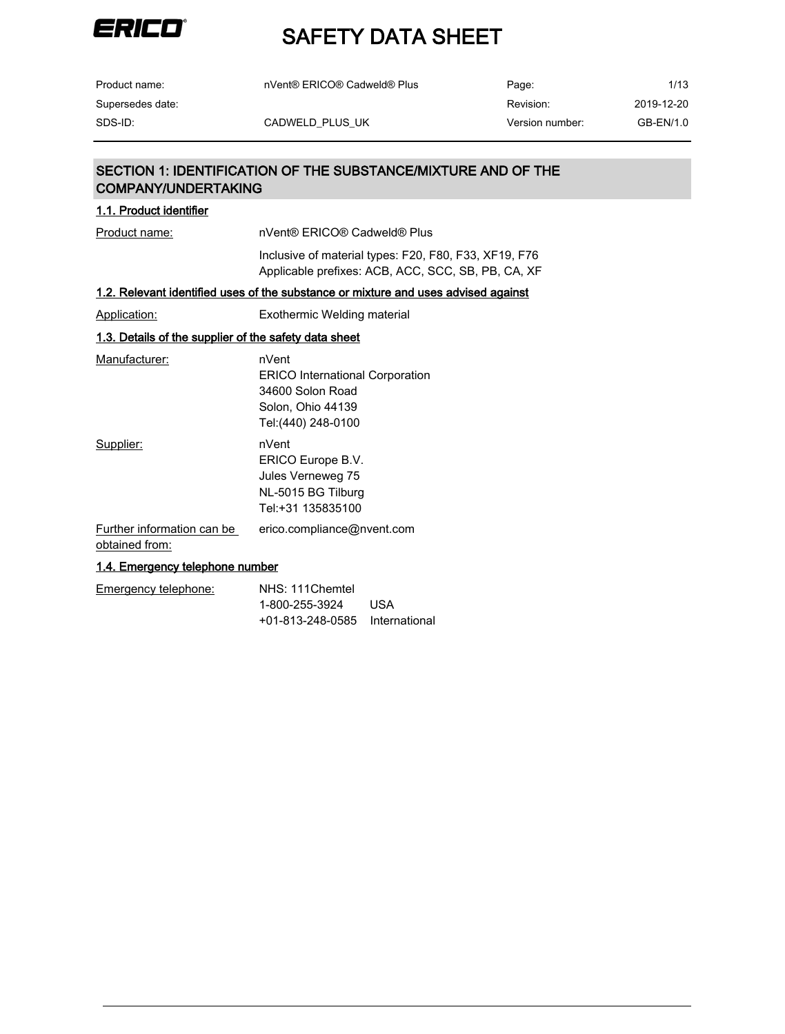# SAFETY DATA SHEET

| Product name: | nVent® ERICO® Cadweld® Plus | Page: | 1/13 |
| --- | --- | --- | --- |
| Supersedes date: | | Revision: | 2019-12-20 |
| SDS-ID: | CADWELD_PLUS_UK | Version number: | GB-EN/1.0 |

## SECTION 1: IDENTIFICATION OF THE SUBSTANCE/MIXTURE AND OF THE COMPANY/UNDERTAKING

### 1.1. Product identifier

Product name: nVent® ERICO® Cadweld® Plus

Inclusive of material types: F20, F80, F33, XF19, F76
Applicable prefixes: ACB, ACC, SCC, SB, PB, CA, XF

### 1.2. Relevant identified uses of the substance or mixture and uses advised against

Application: Exothermic Welding material

### 1.3. Details of the supplier of the safety data sheet

Manufacturer:
nVent
ERICO International Corporation
34600 Solon Road
Solon, Ohio 44139
Tel:(440) 248-0100

Supplier:
nVent
ERICO Europe B.V.
Jules Verneweg 75
NL-5015 BG Tilburg
Tel:+31 135835100

Further information can be obtained from: erico.compliance@nvent.com

### 1.4. Emergency telephone number

Emergency telephone:
NHS: 111Chemtel
1-800-255-3924 USA
+01-813-248-0585 International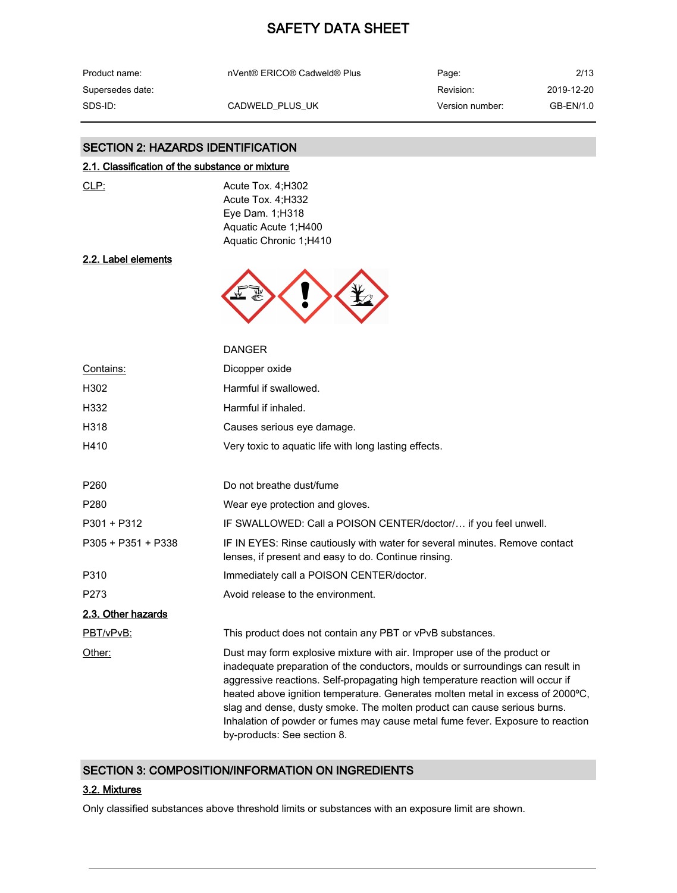## SECTION 2: HAZARDS IDENTIFICATION

### 2.1. Classification of the substance or mixture

| | |
|---|---|
| CLP: | Acute Tox. 4;H302<br>Acute Tox. 4;H332<br>Eye Dam. 1;H318<br>Aquatic Acute 1;H400<br>Aquatic Chronic 1;H410 |

### 2.2. Label elements

DANGER

| | |
|---|---|
| Contains: | Dicopper oxide |
| H302 | Harmful if swallowed. |
| H332 | Harmful if inhaled. |
| H318 | Causes serious eye damage. |
| H410 | Very toxic to aquatic life with long lasting effects. |
| P260 | Do not breathe dust/fume |
| P280 | Wear eye protection and gloves. |
| P301 + P312 | IF SWALLOWED: Call a POISON CENTER/doctor/… if you feel unwell. |
| P305 + P351 + P338 | IF IN EYES: Rinse cautiously with water for several minutes. Remove contact lenses, if present and easy to do. Continue rinsing. |
| P310 | Immediately call a POISON CENTER/doctor. |
| P273 | Avoid release to the environment. |

### 2.3. Other hazards

| | |
|---|---|
| PBT/vPvB: | This product does not contain any PBT or vPvB substances. |
| Other: | Dust may form explosive mixture with air. Improper use of the product or inadequate preparation of the conductors, moulds or surroundings can result in aggressive reactions. Self-propagating high temperature reaction will occur if heated above ignition temperature. Generates molten metal in excess of 2000ºC, slag and dense, dusty smoke. The molten product can cause serious burns. Inhalation of powder or fumes may cause metal fume fever. Exposure to reaction by-products: See section 8. |

## SECTION 3: COMPOSITION/INFORMATION ON INGREDIENTS

### 3.2. Mixtures

Only classified substances above threshold limits or substances with an exposure limit are shown.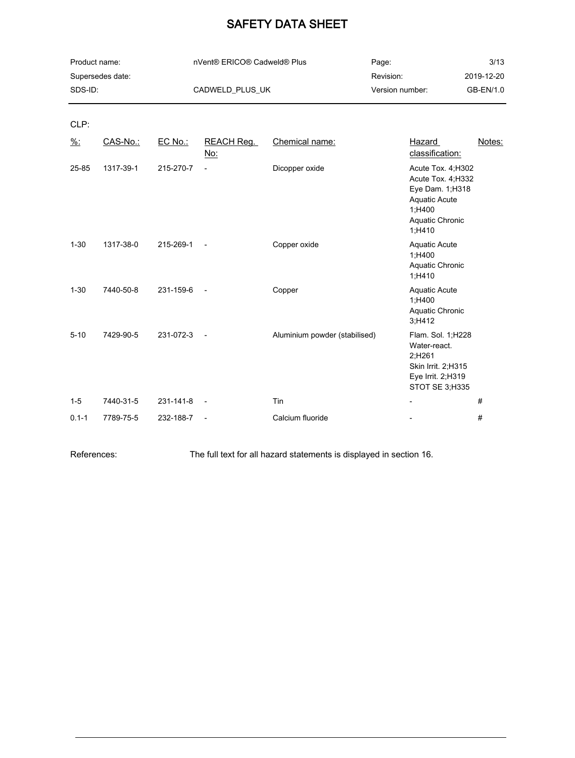CLP:

| %: | CAS-No.: | EC No.: | REACH Reg. No: | Chemical name: | Hazard classification: | Notes: |
|---|---|---|---|---|---|---|
| 25-85 | 1317-39-1 | 215-270-7 | - | Dicopper oxide | Acute Tox. 4;H302 Acute Tox. 4;H332 Eye Dam. 1;H318 Aquatic Acute 1;H400 Aquatic Chronic 1;H410 | |
| 1-30 | 1317-38-0 | 215-269-1 | - | Copper oxide | Aquatic Acute 1;H400 Aquatic Chronic 1;H410 | |
| 1-30 | 7440-50-8 | 231-159-6 | - | Copper | Aquatic Acute 1;H400 Aquatic Chronic 3;H412 | |
| 5-10 | 7429-90-5 | 231-072-3 | - | Aluminium powder (stabilised) | Flam. Sol. 1;H228 Water-react. 2;H261 Skin Irrit. 2;H315 Eye Irrit. 2;H319 STOT SE 3;H335 | |
| 1-5 | 7440-31-5 | 231-141-8 | - | Tin | - | # |
| 0.1-1 | 7789-75-5 | 232-188-7 | - | Calcium fluoride | - | # |

References: The full text for all hazard statements is displayed in section 16.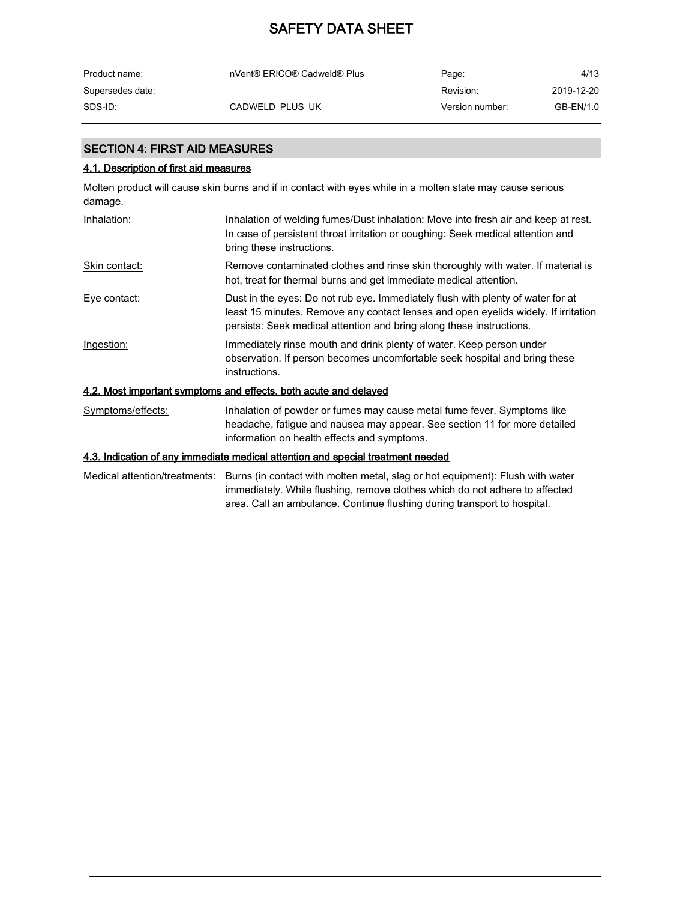## SECTION 4: FIRST AID MEASURES

### 4.1. Description of first aid measures

Molten product will cause skin burns and if in contact with eyes while in a molten state may cause serious damage.

| | |
|---|---|
| Inhalation: | Inhalation of welding fumes/Dust inhalation: Move into fresh air and keep at rest. In case of persistent throat irritation or coughing: Seek medical attention and bring these instructions. |
| Skin contact: | Remove contaminated clothes and rinse skin thoroughly with water. If material is hot, treat for thermal burns and get immediate medical attention. |
| Eye contact: | Dust in the eyes: Do not rub eye. Immediately flush with plenty of water for at least 15 minutes. Remove any contact lenses and open eyelids widely. If irritation persists: Seek medical attention and bring along these instructions. |
| Ingestion: | Immediately rinse mouth and drink plenty of water. Keep person under observation. If person becomes uncomfortable seek hospital and bring these instructions. |

### 4.2. Most important symptoms and effects, both acute and delayed

| | |
|---|---|
| Symptoms/effects: | Inhalation of powder or fumes may cause metal fume fever. Symptoms like headache, fatigue and nausea may appear. See section 11 for more detailed information on health effects and symptoms. |

### 4.3. Indication of any immediate medical attention and special treatment needed

| | |
|---|---|
| Medical attention/treatments: | Burns (in contact with molten metal, slag or hot equipment): Flush with water immediately. While flushing, remove clothes which do not adhere to affected area. Call an ambulance. Continue flushing during transport to hospital. |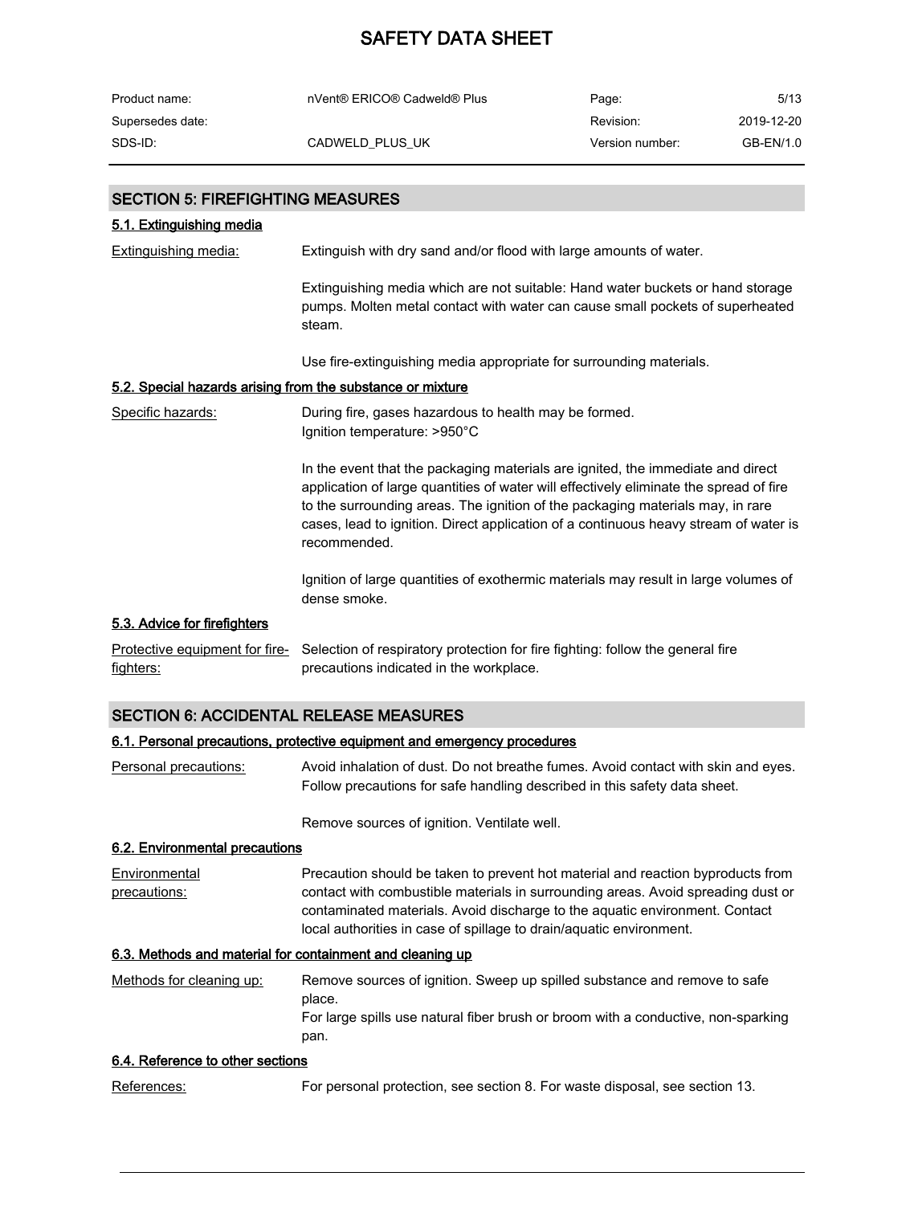## SECTION 5: FIREFIGHTING MEASURES

### 5.1. Extinguishing media

Extinguishing media: Extinguish with dry sand and/or flood with large amounts of water.

Extinguishing media which are not suitable: Hand water buckets or hand storage pumps. Molten metal contact with water can cause small pockets of superheated steam.

Use fire-extinguishing media appropriate for surrounding materials.

### 5.2. Special hazards arising from the substance or mixture

Specific hazards: During fire, gases hazardous to health may be formed.
Ignition temperature: >950°C

In the event that the packaging materials are ignited, the immediate and direct application of large quantities of water will effectively eliminate the spread of fire to the surrounding areas. The ignition of the packaging materials may, in rare cases, lead to ignition. Direct application of a continuous heavy stream of water is recommended.

Ignition of large quantities of exothermic materials may result in large volumes of dense smoke.

### 5.3. Advice for firefighters

Protective equipment for fire-fighters: Selection of respiratory protection for fire fighting: follow the general fire precautions indicated in the workplace.

## SECTION 6: ACCIDENTAL RELEASE MEASURES

### 6.1. Personal precautions, protective equipment and emergency procedures

Personal precautions: Avoid inhalation of dust. Do not breathe fumes. Avoid contact with skin and eyes. Follow precautions for safe handling described in this safety data sheet.

Remove sources of ignition. Ventilate well.

### 6.2. Environmental precautions

Environmental precautions: Precaution should be taken to prevent hot material and reaction byproducts from contact with combustible materials in surrounding areas. Avoid spreading dust or contaminated materials. Avoid discharge to the aquatic environment. Contact local authorities in case of spillage to drain/aquatic environment.

### 6.3. Methods and material for containment and cleaning up

Methods for cleaning up: Remove sources of ignition. Sweep up spilled substance and remove to safe place.
For large spills use natural fiber brush or broom with a conductive, non-sparking pan.

### 6.4. Reference to other sections

References: For personal protection, see section 8. For waste disposal, see section 13.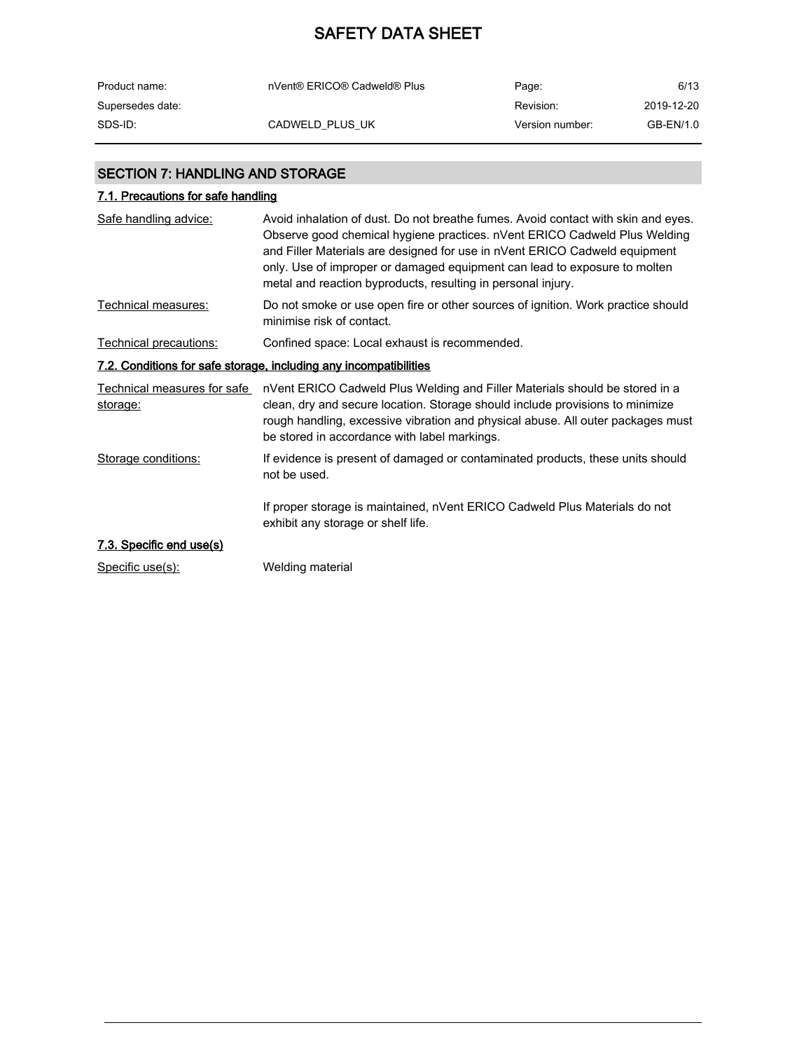## SECTION 7: HANDLING AND STORAGE

### 7.1. Precautions for safe handling

| | |
|---|---|
| Safe handling advice: | Avoid inhalation of dust. Do not breathe fumes. Avoid contact with skin and eyes. Observe good chemical hygiene practices. nVent ERICO Cadweld Plus Welding and Filler Materials are designed for use in nVent ERICO Cadweld equipment only. Use of improper or damaged equipment can lead to exposure to molten metal and reaction byproducts, resulting in personal injury. |
| Technical measures: | Do not smoke or use open fire or other sources of ignition. Work practice should minimise risk of contact. |
| Technical precautions: | Confined space: Local exhaust is recommended. |

### 7.2. Conditions for safe storage, including any incompatibilities

| | |
|---|---|
| Technical measures for safe storage: | nVent ERICO Cadweld Plus Welding and Filler Materials should be stored in a clean, dry and secure location. Storage should include provisions to minimize rough handling, excessive vibration and physical abuse. All outer packages must be stored in accordance with label markings. |
| Storage conditions: | If evidence is present of damaged or contaminated products, these units should not be used.<br><br>If proper storage is maintained, nVent ERICO Cadweld Plus Materials do not exhibit any storage or shelf life. |

### 7.3. Specific end use(s)

| | |
|---|---|
| Specific use(s): | Welding material |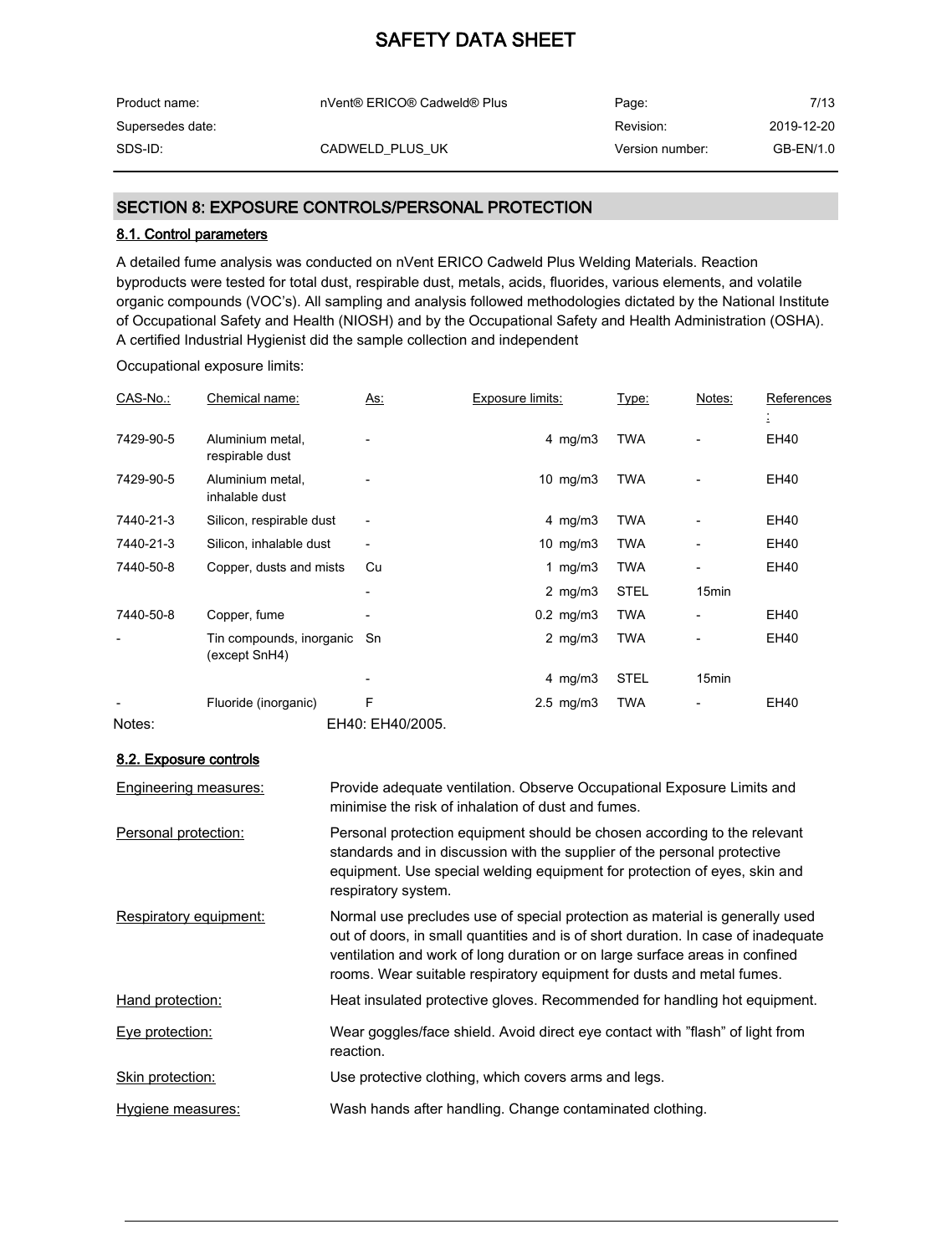## SECTION 8: EXPOSURE CONTROLS/PERSONAL PROTECTION

### 8.1. Control parameters

A detailed fume analysis was conducted on nVent ERICO Cadweld Plus Welding Materials. Reaction byproducts were tested for total dust, respirable dust, metals, acids, fluorides, various elements, and volatile organic compounds (VOC's). All sampling and analysis followed methodologies dictated by the National Institute of Occupational Safety and Health (NIOSH) and by the Occupational Safety and Health Administration (OSHA). A certified Industrial Hygienist did the sample collection and independent

Occupational exposure limits:

| CAS-No.: | Chemical name: | As: | Exposure limits: | Type: | Notes: | References: |
|---|---|---|---|---|---|---|
| 7429-90-5 | Aluminium metal, respirable dust | - | 4 mg/m3 | TWA | - | EH40 |
| 7429-90-5 | Aluminium metal, inhalable dust | - | 10 mg/m3 | TWA | - | EH40 |
| 7440-21-3 | Silicon, respirable dust | - | 4 mg/m3 | TWA | - | EH40 |
| 7440-21-3 | Silicon, inhalable dust | - | 10 mg/m3 | TWA | - | EH40 |
| 7440-50-8 | Copper, dusts and mists | Cu | 1 mg/m3 | TWA | - | EH40 |
| | | - | 2 mg/m3 | STEL | 15min | |
| 7440-50-8 | Copper, fume | - | 0.2 mg/m3 | TWA | - | EH40 |
| - | Tin compounds, inorganic (except SnH4) | Sn | 2 mg/m3 | TWA | - | EH40 |
| | | - | 4 mg/m3 | STEL | 15min | |
| - | Fluoride (inorganic) | F | 2.5 mg/m3 | TWA | - | EH40 |

Notes: EH40: EH40/2005.

### 8.2. Exposure controls

**Engineering measures:** Provide adequate ventilation. Observe Occupational Exposure Limits and minimise the risk of inhalation of dust and fumes.

**Personal protection:** Personal protection equipment should be chosen according to the relevant standards and in discussion with the supplier of the personal protective equipment. Use special welding equipment for protection of eyes, skin and respiratory system.

**Respiratory equipment:** Normal use precludes use of special protection as material is generally used out of doors, in small quantities and is of short duration. In case of inadequate ventilation and work of long duration or on large surface areas in confined rooms. Wear suitable respiratory equipment for dusts and metal fumes.

**Hand protection:** Heat insulated protective gloves. Recommended for handling hot equipment.

**Eye protection:** Wear goggles/face shield. Avoid direct eye contact with "flash" of light from reaction.

**Skin protection:** Use protective clothing, which covers arms and legs.

**Hygiene measures:** Wash hands after handling. Change contaminated clothing.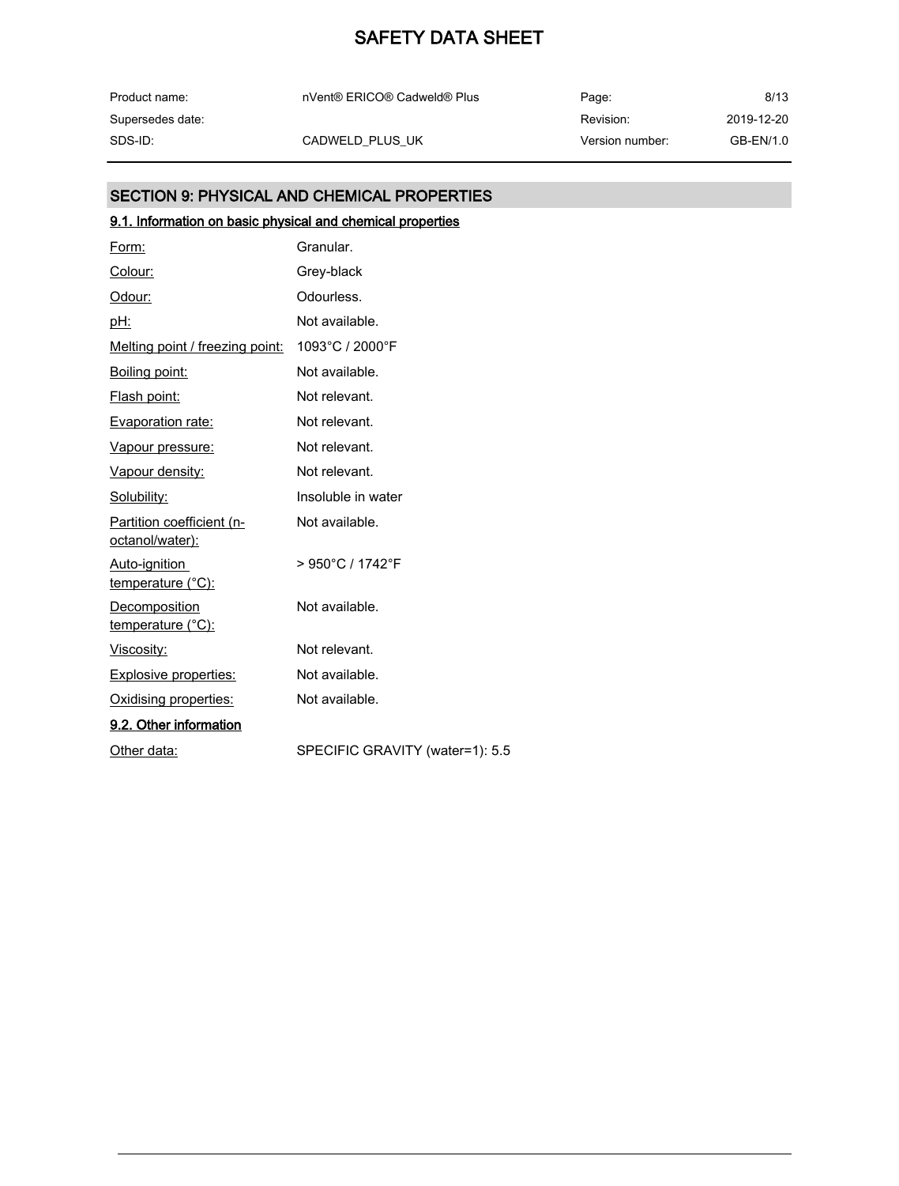## SECTION 9: PHYSICAL AND CHEMICAL PROPERTIES

### 9.1. Information on basic physical and chemical properties

| | |
|---|---|
| Form: | Granular. |
| Colour: | Grey-black |
| Odour: | Odourless. |
| pH: | Not available. |
| Melting point / freezing point: | 1093°C / 2000°F |
| Boiling point: | Not available. |
| Flash point: | Not relevant. |
| Evaporation rate: | Not relevant. |
| Vapour pressure: | Not relevant. |
| Vapour density: | Not relevant. |
| Solubility: | Insoluble in water |
| Partition coefficient (n-octanol/water): | Not available. |
| Auto-ignition temperature (°C): | > 950°C / 1742°F |
| Decomposition temperature (°C): | Not available. |
| Viscosity: | Not relevant. |
| Explosive properties: | Not available. |
| Oxidising properties: | Not available. |

### 9.2. Other information

| | |
|---|---|
| Other data: | SPECIFIC GRAVITY (water=1): 5.5 |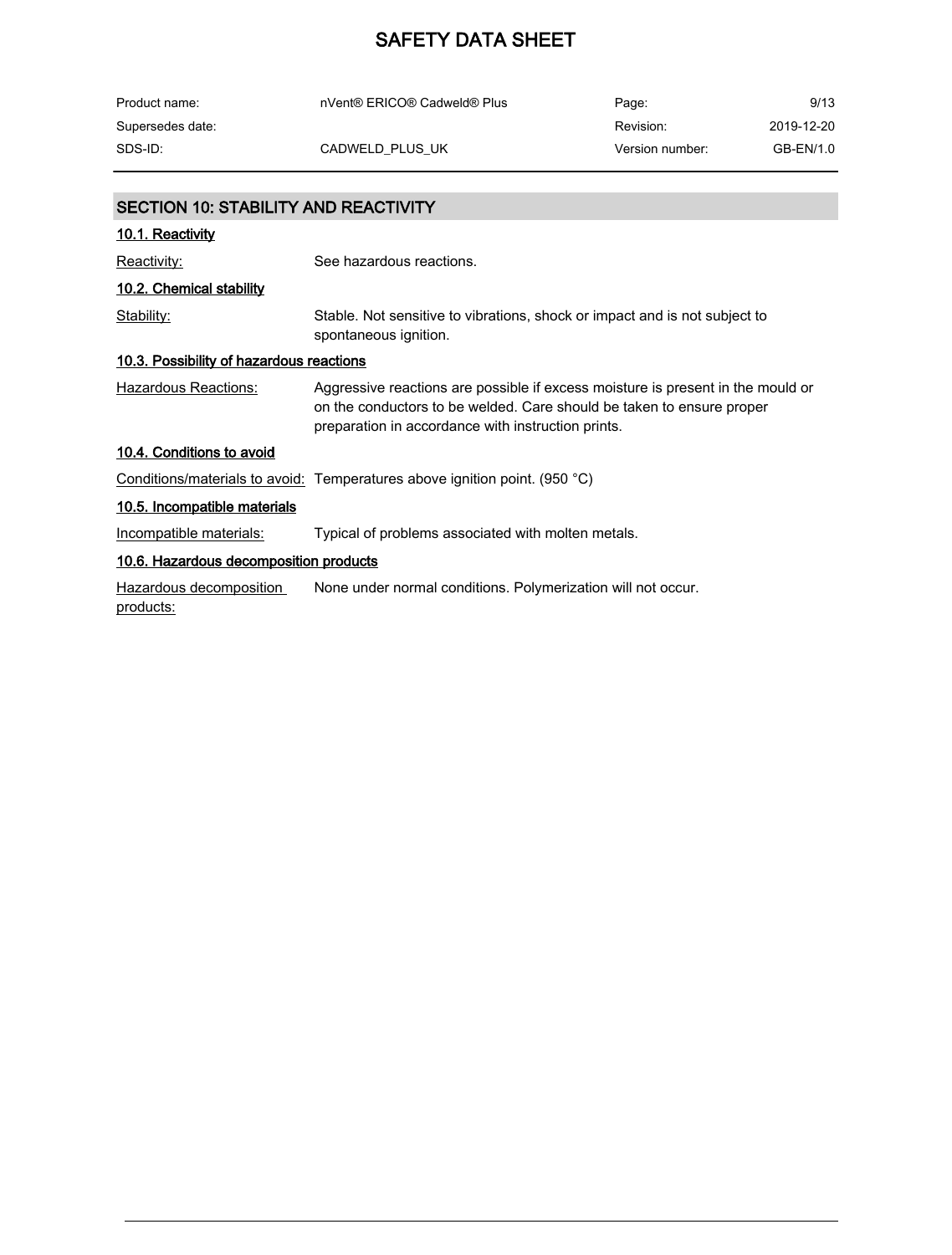## SECTION 10: STABILITY AND REACTIVITY

### 10.1. Reactivity

| | |
|---|---|
| Reactivity: | See hazardous reactions. |

### 10.2. Chemical stability

| | |
|---|---|
| Stability: | Stable. Not sensitive to vibrations, shock or impact and is not subject to spontaneous ignition. |

### 10.3. Possibility of hazardous reactions

| | |
|---|---|
| Hazardous Reactions: | Aggressive reactions are possible if excess moisture is present in the mould or on the conductors to be welded. Care should be taken to ensure proper preparation in accordance with instruction prints. |

### 10.4. Conditions to avoid

| | |
|---|---|
| Conditions/materials to avoid: | Temperatures above ignition point. (950 °C) |

### 10.5. Incompatible materials

| | |
|---|---|
| Incompatible materials: | Typical of problems associated with molten metals. |

### 10.6. Hazardous decomposition products

| | |
|---|---|
| Hazardous decomposition products: | None under normal conditions. Polymerization will not occur. |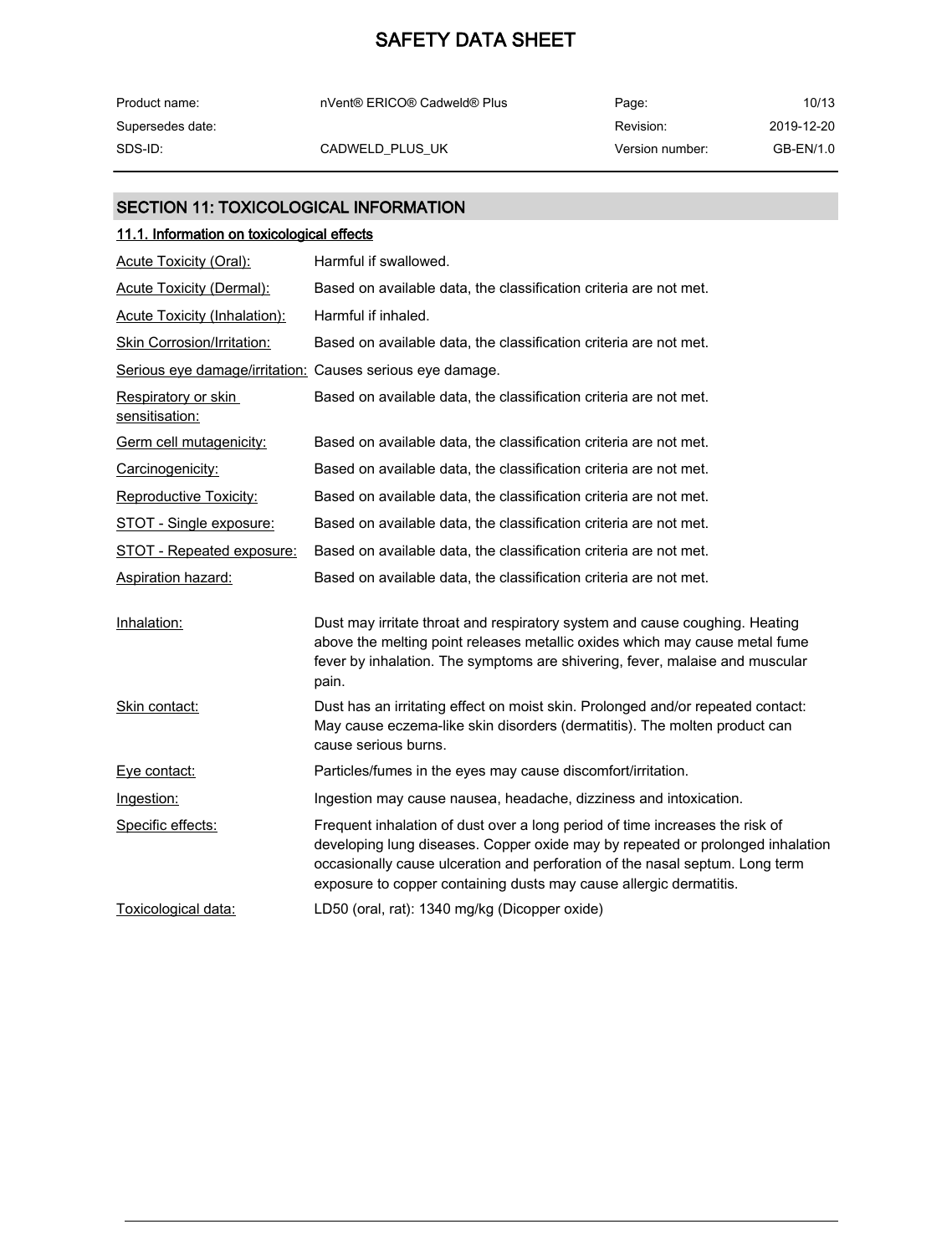## SECTION 11: TOXICOLOGICAL INFORMATION

### 11.1. Information on toxicological effects

| | |
|---|---|
| Acute Toxicity (Oral): | Harmful if swallowed. |
| Acute Toxicity (Dermal): | Based on available data, the classification criteria are not met. |
| Acute Toxicity (Inhalation): | Harmful if inhaled. |
| Skin Corrosion/Irritation: | Based on available data, the classification criteria are not met. |
| Serious eye damage/irritation: | Causes serious eye damage. |
| Respiratory or skin sensitisation: | Based on available data, the classification criteria are not met. |
| Germ cell mutagenicity: | Based on available data, the classification criteria are not met. |
| Carcinogenicity: | Based on available data, the classification criteria are not met. |
| Reproductive Toxicity: | Based on available data, the classification criteria are not met. |
| STOT - Single exposure: | Based on available data, the classification criteria are not met. |
| STOT - Repeated exposure: | Based on available data, the classification criteria are not met. |
| Aspiration hazard: | Based on available data, the classification criteria are not met. |

| | |
|---|---|
| Inhalation: | Dust may irritate throat and respiratory system and cause coughing. Heating above the melting point releases metallic oxides which may cause metal fume fever by inhalation. The symptoms are shivering, fever, malaise and muscular pain. |
| Skin contact: | Dust has an irritating effect on moist skin. Prolonged and/or repeated contact: May cause eczema-like skin disorders (dermatitis). The molten product can cause serious burns. |
| Eye contact: | Particles/fumes in the eyes may cause discomfort/irritation. |
| Ingestion: | Ingestion may cause nausea, headache, dizziness and intoxication. |
| Specific effects: | Frequent inhalation of dust over a long period of time increases the risk of developing lung diseases. Copper oxide may by repeated or prolonged inhalation occasionally cause ulceration and perforation of the nasal septum. Long term exposure to copper containing dusts may cause allergic dermatitis. |
| Toxicological data: | LD50 (oral, rat): 1340 mg/kg (Dicopper oxide) |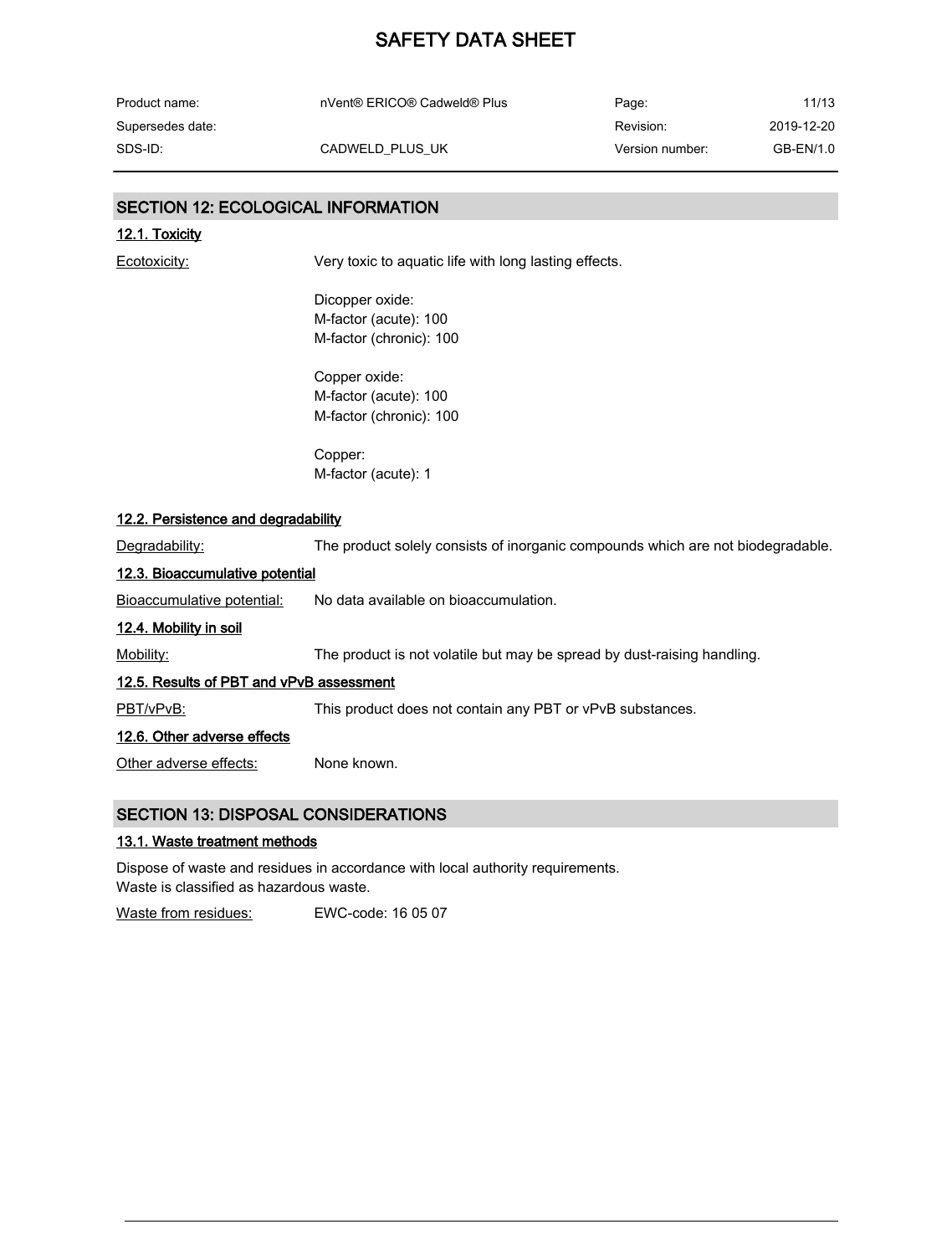## SECTION 12: ECOLOGICAL INFORMATION

### 12.1. Toxicity

Ecotoxicity: Very toxic to aquatic life with long lasting effects.

Dicopper oxide:
M-factor (acute): 100
M-factor (chronic): 100

Copper oxide:
M-factor (acute): 100
M-factor (chronic): 100

Copper:
M-factor (acute): 1

### 12.2. Persistence and degradability

Degradability: The product solely consists of inorganic compounds which are not biodegradable.

### 12.3. Bioaccumulative potential

Bioaccumulative potential: No data available on bioaccumulation.

### 12.4. Mobility in soil

Mobility: The product is not volatile but may be spread by dust-raising handling.

### 12.5. Results of PBT and vPvB assessment

PBT/vPvB: This product does not contain any PBT or vPvB substances.

### 12.6. Other adverse effects

Other adverse effects: None known.

## SECTION 13: DISPOSAL CONSIDERATIONS

### 13.1. Waste treatment methods

Dispose of waste and residues in accordance with local authority requirements.
Waste is classified as hazardous waste.

Waste from residues: EWC-code: 16 05 07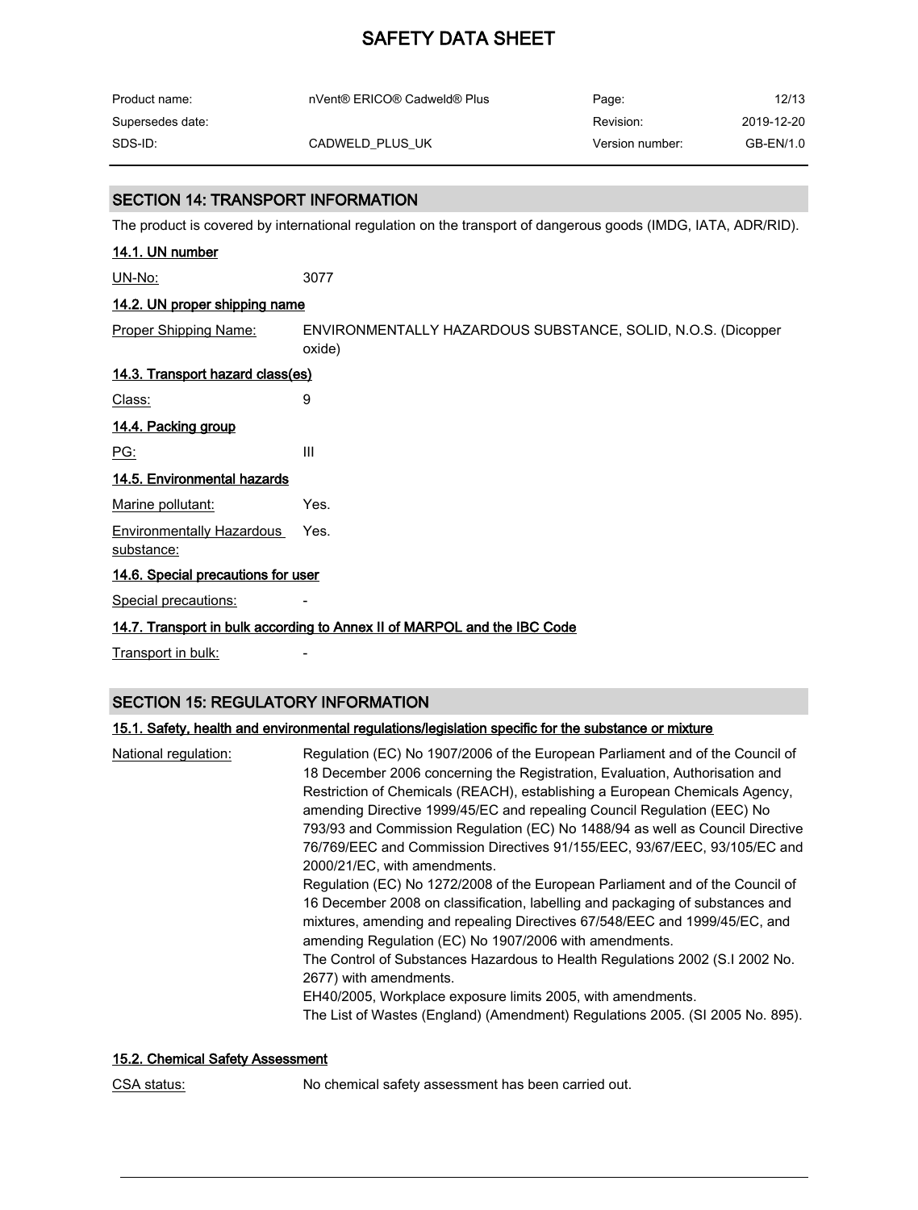# SAFETY DATA SHEET

| Product name: | nVent® ERICO® Cadweld® Plus | Page: | 12/13 |
|---|---|---|---|
| Supersedes date: | | Revision: | 2019-12-20 |
| SDS-ID: | CADWELD_PLUS_UK | Version number: | GB-EN/1.0 |

## SECTION 14: TRANSPORT INFORMATION

The product is covered by international regulation on the transport of dangerous goods (IMDG, IATA, ADR/RID).

### 14.1. UN number

UN-No: 3077

### 14.2. UN proper shipping name

Proper Shipping Name: ENVIRONMENTALLY HAZARDOUS SUBSTANCE, SOLID, N.O.S. (Dicopper oxide)

### 14.3. Transport hazard class(es)

Class: 9

### 14.4. Packing group

PG: III

### 14.5. Environmental hazards

Marine pollutant: Yes.

Environmentally Hazardous substance: Yes.

### 14.6. Special precautions for user

Special precautions: -

### 14.7. Transport in bulk according to Annex II of MARPOL and the IBC Code

Transport in bulk: -

## SECTION 15: REGULATORY INFORMATION

### 15.1. Safety, health and environmental regulations/legislation specific for the substance or mixture

National regulation: Regulation (EC) No 1907/2006 of the European Parliament and of the Council of 18 December 2006 concerning the Registration, Evaluation, Authorisation and Restriction of Chemicals (REACH), establishing a European Chemicals Agency, amending Directive 1999/45/EC and repealing Council Regulation (EEC) No 793/93 and Commission Regulation (EC) No 1488/94 as well as Council Directive 76/769/EEC and Commission Directives 91/155/EEC, 93/67/EEC, 93/105/EC and 2000/21/EC, with amendments.
Regulation (EC) No 1272/2008 of the European Parliament and of the Council of 16 December 2008 on classification, labelling and packaging of substances and mixtures, amending and repealing Directives 67/548/EEC and 1999/45/EC, and amending Regulation (EC) No 1907/2006 with amendments.
The Control of Substances Hazardous to Health Regulations 2002 (S.I 2002 No. 2677) with amendments.
EH40/2005, Workplace exposure limits 2005, with amendments.
The List of Wastes (England) (Amendment) Regulations 2005. (SI 2005 No. 895).

### 15.2. Chemical Safety Assessment

CSA status: No chemical safety assessment has been carried out.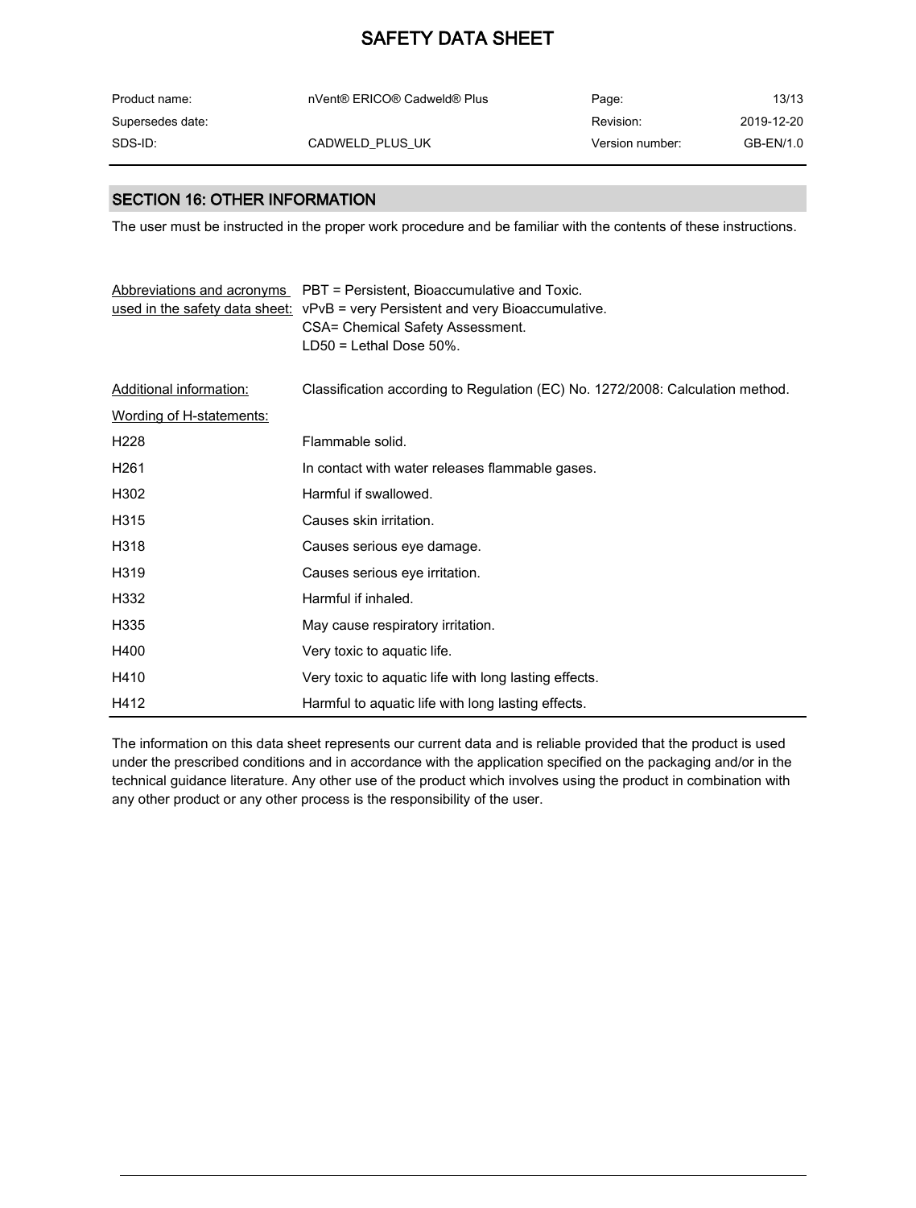## SECTION 16: OTHER INFORMATION

The user must be instructed in the proper work procedure and be familiar with the contents of these instructions.

| | |
|---|---|
| Abbreviations and acronyms used in the safety data sheet: | PBT = Persistent, Bioaccumulative and Toxic.<br>vPvB = very Persistent and very Bioaccumulative.<br>CSA= Chemical Safety Assessment.<br>LD50 = Lethal Dose 50%. |
| Additional information: | Classification according to Regulation (EC) No. 1272/2008: Calculation method. |
| Wording of H-statements: | |
| H228 | Flammable solid. |
| H261 | In contact with water releases flammable gases. |
| H302 | Harmful if swallowed. |
| H315 | Causes skin irritation. |
| H318 | Causes serious eye damage. |
| H319 | Causes serious eye irritation. |
| H332 | Harmful if inhaled. |
| H335 | May cause respiratory irritation. |
| H400 | Very toxic to aquatic life. |
| H410 | Very toxic to aquatic life with long lasting effects. |
| H412 | Harmful to aquatic life with long lasting effects. |

The information on this data sheet represents our current data and is reliable provided that the product is used under the prescribed conditions and in accordance with the application specified on the packaging and/or in the technical guidance literature. Any other use of the product which involves using the product in combination with any other product or any other process is the responsibility of the user.